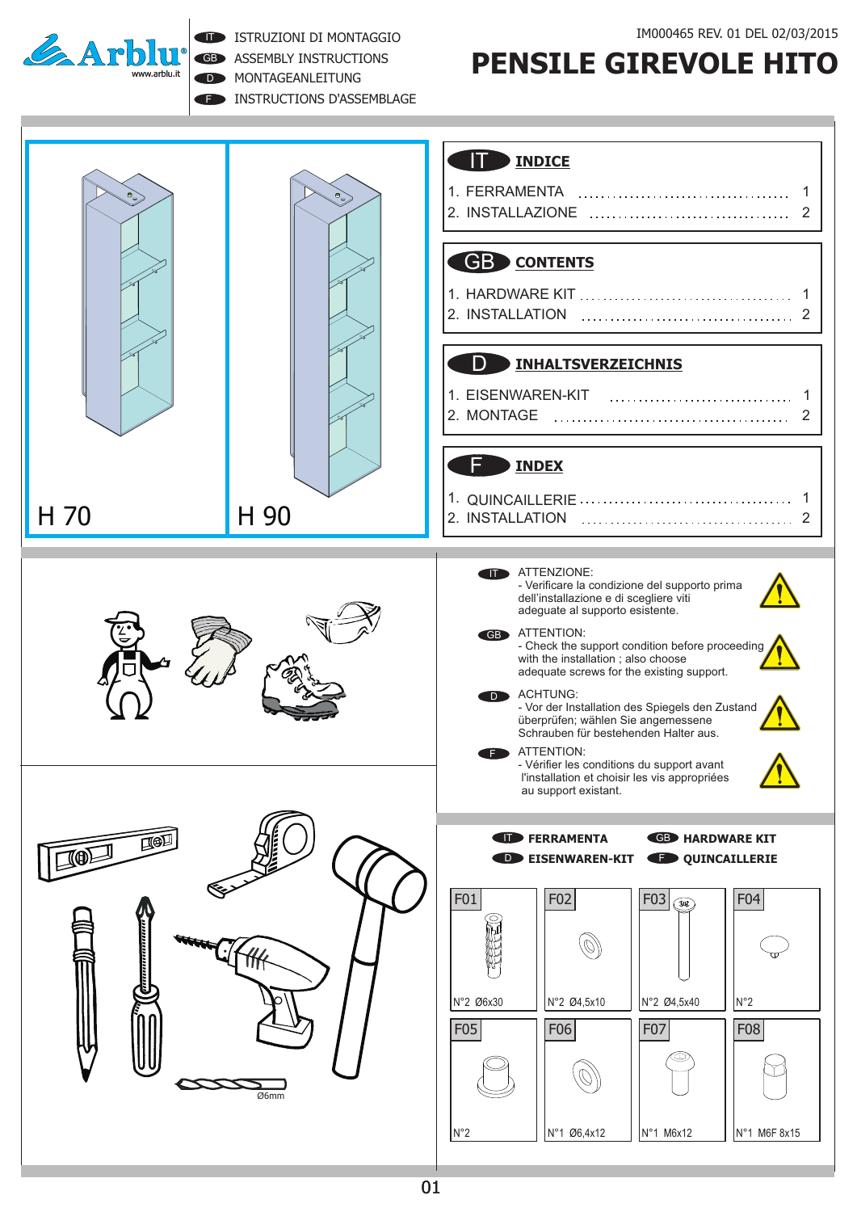IT ISTRUZIONI DI MONTAGGIO
GB ASSEMBLY INSTRUCTIONS
D MONTAGEANLEITUNG
F INSTRUCTIONS D'ASSEMBLAGE

IM000465 REV. 01 DEL 02/03/2015

# PENSILE GIREVOLE HITO

H 70

H 90

## IT INDICE

1. FERRAMENTA ........ 1
2. INSTALLAZIONE ........ 2

## GB CONTENTS

1. HARDWARE KIT ........ 1
2. INSTALLATION ........ 2

## D INHALTSVERZEICHNIS

1. EISENWAREN-KIT ........ 1
2. MONTAGE ........ 2

## F INDEX

1. QUINCAILLERIE ........ 1
2. INSTALLATION ........ 2

IT ATTENZIONE:
- Verificare la condizione del supporto prima dell'installazione e di scegliere viti adeguate al supporto esistente.

GB ATTENTION:
- Check the support condition before proceeding with the installation ; also choose adequate screws for the existing support.

D ACHTUNG:
- Vor der Installation des Spiegels den Zustand überprüfen; wählen Sie angemessene Schrauben für bestehenden Halter aus.

F ATTENTION:
- Vérifier les conditions du support avant l'installation et choisir les vis appropriées au support existant.

Ø6mm

## IT FERRAMENTA / GB HARDWARE KIT / D EISENWAREN-KIT / F QUINCAILLERIE

| Code | Quantity / Size |
|---|---|
| F01 | N°2 Ø6x30 |
| F02 | N°2 Ø4,5x10 |
| F03 | N°2 Ø4,5x40 |
| F04 | N°2 |
| F05 | N°2 |
| F06 | N°1 Ø6,4x12 |
| F07 | N°1 M6x12 |
| F08 | N°1 M6F 8x15 |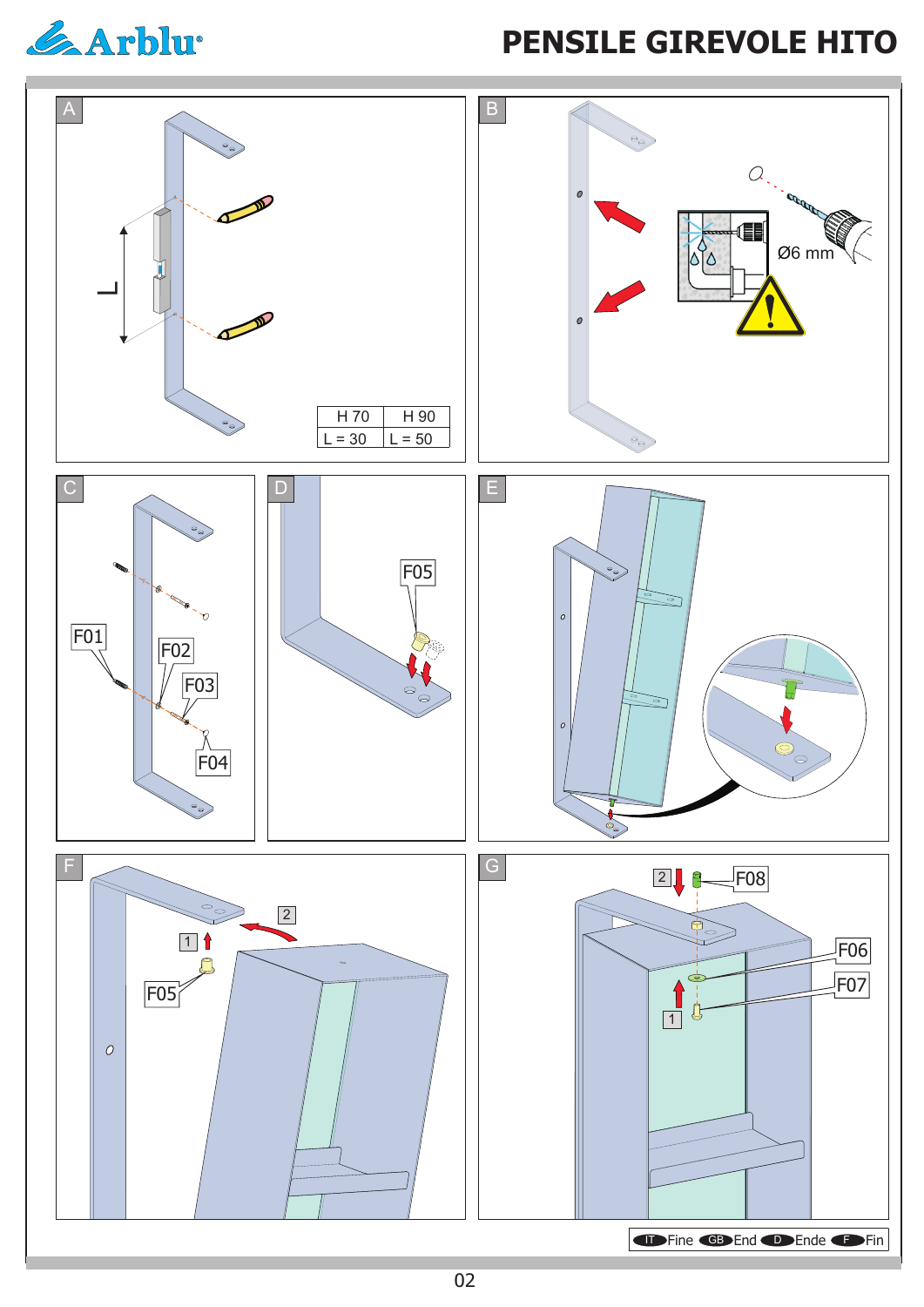# PENSILE GIREVOLE HITO

A

| H 70 | H 90 |
|---|---|
| L = 30 | L = 50 |

B

Ø6 mm

C

F01

F02

F03

F04

D

F05

E

F

F05

1

2

G

F08

F06

F07

1

2

IT Fine GB End D Ende F Fin